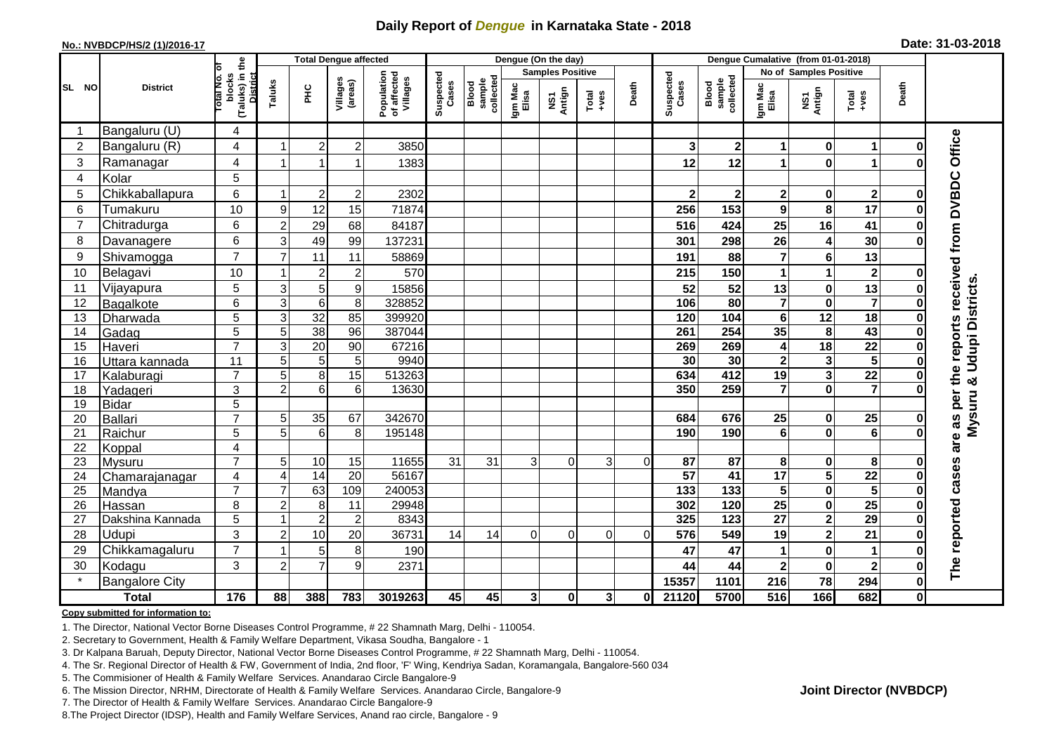# Daily Report of *Dengue* in Karnataka State - 2018

**No.: NVBDCP/HS/2 (1)/2016-17**

**Date: 31-03-2018**

| SL NO | District | Total No. of blocks (Taluks) in the District | Total Dengue affected | | | | Dengue (On the day) | | | | | | | Dengue Cumalative (from 01-01-2018) | | | | | | | |
|---|---|---|---|---|---|---|---|---|---|---|---|---|---|---|---|---|---|---|---|---|
| | | | Taluks | PHC | Villages (areas) | Population of affected Villages | Suspected Cases | Blood sample collected | Samples Positive | | | Death | Suspected Cases | Blood sample collected | No of Samples Positive | | | Death | |
| | | | | | | | | | Igm Mac Elisa | NS1 Antign | Total +ves | | | | Igm Mac Elisa | NS1 Antign | Total +ves | | |
| 1 | Bangaluru (U) | 4 | | | | | | | | | | | | | | | | | The reported cases are as per the reports received from DVBDC Office Mysuru & Udupi Districts. |
| 2 | Bangaluru (R) | 4 | 1 | 2 | 2 | 3850 | | | | | | | 3 | 2 | 1 | 0 | 1 | 0 | |
| 3 | Ramanagar | 4 | 1 | 1 | 1 | 1383 | | | | | | | 12 | 12 | 1 | 0 | 1 | 0 | |
| 4 | Kolar | 5 | | | | | | | | | | | | | | | | | |
| 5 | Chikkaballapura | 6 | 1 | 2 | 2 | 2302 | | | | | | | 2 | 2 | 2 | 0 | 2 | 0 | |
| 6 | Tumakuru | 10 | 9 | 12 | 15 | 71874 | | | | | | | 256 | 153 | 9 | 8 | 17 | 0 | |
| 7 | Chitradurga | 6 | 2 | 29 | 68 | 84187 | | | | | | | 516 | 424 | 25 | 16 | 41 | 0 | |
| 8 | Davanagere | 6 | 3 | 49 | 99 | 137231 | | | | | | | 301 | 298 | 26 | 4 | 30 | 0 | |
| 9 | Shivamogga | 7 | 7 | 11 | 11 | 58869 | | | | | | | 191 | 88 | 7 | 6 | 13 | | |
| 10 | Belagavi | 10 | 1 | 2 | 2 | 570 | | | | | | | 215 | 150 | 1 | 1 | 2 | 0 | |
| 11 | Vijayapura | 5 | 3 | 5 | 9 | 15856 | | | | | | | 52 | 52 | 13 | 0 | 13 | 0 | |
| 12 | Bagalkote | 6 | 3 | 6 | 8 | 328852 | | | | | | | 106 | 80 | 7 | 0 | 7 | 0 | |
| 13 | Dharwada | 5 | 3 | 32 | 85 | 399920 | | | | | | | 120 | 104 | 6 | 12 | 18 | 0 | |
| 14 | Gadag | 5 | 5 | 38 | 96 | 387044 | | | | | | | 261 | 254 | 35 | 8 | 43 | 0 | |
| 15 | Haveri | 7 | 3 | 20 | 90 | 67216 | | | | | | | 269 | 269 | 4 | 18 | 22 | 0 | |
| 16 | Uttara kannada | 11 | 5 | 5 | 5 | 9940 | | | | | | | 30 | 30 | 2 | 3 | 5 | 0 | |
| 17 | Kalaburagi | 7 | 5 | 8 | 15 | 513263 | | | | | | | 634 | 412 | 19 | 3 | 22 | 0 | |
| 18 | Yadageri | 3 | 2 | 6 | 6 | 13630 | | | | | | | 350 | 259 | 7 | 0 | 7 | 0 | |
| 19 | Bidar | 5 | | | | | | | | | | | | | | | | | |
| 20 | Ballari | 7 | 5 | 35 | 67 | 342670 | | | | | | | 684 | 676 | 25 | 0 | 25 | 0 | |
| 21 | Raichur | 5 | 5 | 6 | 8 | 195148 | | | | | | | 190 | 190 | 6 | 0 | 6 | 0 | |
| 22 | Koppal | 4 | | | | | | | | | | | | | | | | | |
| 23 | Mysuru | 7 | 5 | 10 | 15 | 11655 | 31 | 31 | 3 | 0 | 3 | 0 | 87 | 87 | 8 | 0 | 8 | 0 | |
| 24 | Chamarajanagar | 4 | 4 | 14 | 20 | 56167 | | | | | | | 57 | 41 | 17 | 5 | 22 | 0 | |
| 25 | Mandya | 7 | 7 | 63 | 109 | 240053 | | | | | | | 133 | 133 | 5 | 0 | 5 | 0 | |
| 26 | Hassan | 8 | 2 | 8 | 11 | 29948 | | | | | | | 302 | 120 | 25 | 0 | 25 | 0 | |
| 27 | Dakshina Kannada | 5 | 1 | 2 | 2 | 8343 | | | | | | | 325 | 123 | 27 | 2 | 29 | 0 | |
| 28 | Udupi | 3 | 2 | 10 | 20 | 36731 | 14 | 14 | 0 | 0 | 0 | 0 | 576 | 549 | 19 | 2 | 21 | 0 | |
| 29 | Chikkamagaluru | 7 | 1 | 5 | 8 | 190 | | | | | | | 47 | 47 | 1 | 0 | 1 | 0 | |
| 30 | Kodagu | 3 | 2 | 7 | 9 | 2371 | | | | | | | 44 | 44 | 2 | 0 | 2 | 0 | |
| * | Bangalore City | | | | | | | | | | | | 15357 | 1101 | 216 | 78 | 294 | 0 | |
| **Total** | | **176** | **88** | **388** | **783** | **3019263** | **45** | **45** | **3** | **0** | **3** | **0** | **21120** | **5700** | **516** | **166** | **682** | **0** | |

**Copy submitted for information to:**

1. The Director, National Vector Borne Diseases Control Programme, # 22 Shamnath Marg, Delhi - 110054.
2. Secretary to Government, Health & Family Welfare Department, Vikasa Soudha, Bangalore - 1
3. Dr Kalpana Baruah, Deputy Director, National Vector Borne Diseases Control Programme, # 22 Shamnath Marg, Delhi - 110054.
4. The Sr. Regional Director of Health & FW, Government of India, 2nd floor, 'F' Wing, Kendriya Sadan, Koramangala, Bangalore-560 034
5. The Commisioner of Health & Family Welfare Services. Anandarao Circle Bangalore-9
6. The Mission Director, NRHM, Directorate of Health & Family Welfare Services. Anandarao Circle, Bangalore-9
7. The Director of Health & Family Welfare Services. Anandarao Circle Bangalore-9
8. The Project Director (IDSP), Health and Family Welfare Services, Anand rao circle, Bangalore - 9

**Joint Director (NVBDCP)**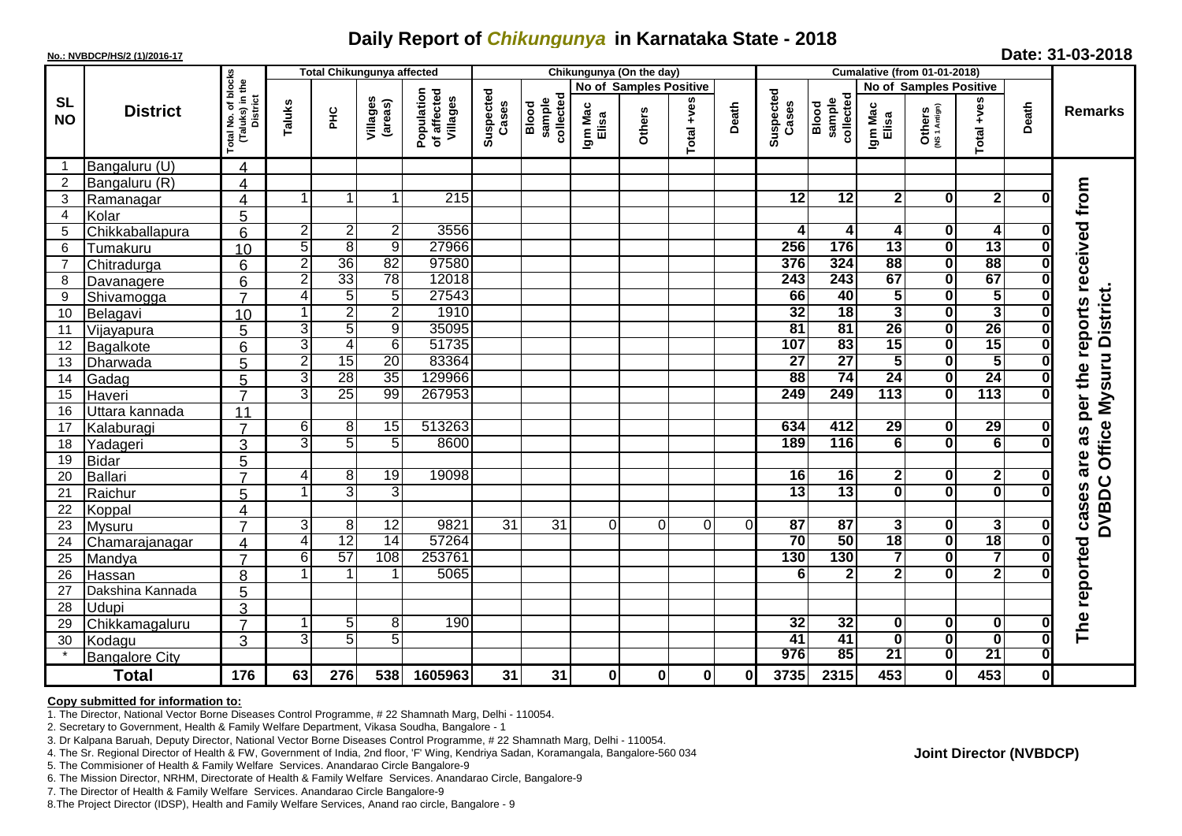# Daily Report of *Chikungunya* in Karnataka State - 2018

**No.: NVBDCP/HS/2 (1)/2016-17**

**Date: 31-03-2018**

| SL NO | District | Total No. of blocks (Taluks) in the District | Total Chikungunya affected | | | | Chikungunya (On the day) | | | | | | | Cumalative (from 01-01-2018) | | | | | | | Remarks |
|---|---|---|---|---|---|---|---|---|---|---|---|---|---|---|---|---|---|---|---|---|---|
| | | | | | | | | | No of Samples Positive | | | | | | | No of Samples Positive | | | | | |
| | | | Taluks | PHC | Villages (areas) | Population of affected Villages | Suspected Cases | Blood sample collected | Igm Mac Elisa | Others | Total +ves | Death | Suspected Cases | Blood sample collected | Igm Mac Elisa | Others (NS 1 Antign) | Total +ves | Death | |
| 1 | Bangaluru (U) | 4 | | | | | | | | | | | | | | | | | The reported cases are as per the reports received from DVBDC Office Mysuru District. |
| 2 | Bangaluru (R) | 4 | | | | | | | | | | | | | | | | | |
| 3 | Ramanagar | 4 | 1 | 1 | 1 | 215 | | | | | | | 12 | 12 | 2 | 0 | 2 | 0 | |
| 4 | Kolar | 5 | | | | | | | | | | | | | | | | | |
| 5 | Chikkaballapura | 6 | 2 | 2 | 2 | 3556 | | | | | | | 4 | 4 | 4 | 0 | 4 | 0 | |
| 6 | Tumakuru | 10 | 5 | 8 | 9 | 27966 | | | | | | | 256 | 176 | 13 | 0 | 13 | 0 | |
| 7 | Chitradurga | 6 | 2 | 36 | 82 | 97580 | | | | | | | 376 | 324 | 88 | 0 | 88 | 0 | |
| 8 | Davanagere | 6 | 2 | 33 | 78 | 12018 | | | | | | | 243 | 243 | 67 | 0 | 67 | 0 | |
| 9 | Shivamogga | 7 | 4 | 5 | 5 | 27543 | | | | | | | 66 | 40 | 5 | 0 | 5 | 0 | |
| 10 | Belagavi | 10 | 1 | 2 | 2 | 1910 | | | | | | | 32 | 18 | 3 | 0 | 3 | 0 | |
| 11 | Vijayapura | 5 | 3 | 5 | 9 | 35095 | | | | | | | 81 | 81 | 26 | 0 | 26 | 0 | |
| 12 | Bagalkote | 6 | 3 | 4 | 6 | 51735 | | | | | | | 107 | 83 | 15 | 0 | 15 | 0 | |
| 13 | Dharwada | 5 | 2 | 15 | 20 | 83364 | | | | | | | 27 | 27 | 5 | 0 | 5 | 0 | |
| 14 | Gadag | 5 | 3 | 28 | 35 | 129966 | | | | | | | 88 | 74 | 24 | 0 | 24 | 0 | |
| 15 | Haveri | 7 | 3 | 25 | 99 | 267953 | | | | | | | 249 | 249 | 113 | 0 | 113 | 0 | |
| 16 | Uttara kannada | 11 | | | | | | | | | | | | | | | | | |
| 17 | Kalaburagi | 7 | 6 | 8 | 15 | 513263 | | | | | | | 634 | 412 | 29 | 0 | 29 | 0 | |
| 18 | Yadageri | 3 | 3 | 5 | 5 | 8600 | | | | | | | 189 | 116 | 6 | 0 | 6 | 0 | |
| 19 | Bidar | 5 | | | | | | | | | | | | | | | | | |
| 20 | Ballari | 7 | 4 | 8 | 19 | 19098 | | | | | | | 16 | 16 | 2 | 0 | 2 | 0 | |
| 21 | Raichur | 5 | 1 | 3 | 3 | | | | | | | | 13 | 13 | 0 | 0 | 0 | 0 | |
| 22 | Koppal | 4 | | | | | | | | | | | | | | | | | |
| 23 | Mysuru | 7 | 3 | 8 | 12 | 9821 | 31 | 31 | 0 | 0 | 0 | 0 | 87 | 87 | 3 | 0 | 3 | 0 | |
| 24 | Chamarajanagar | 4 | 4 | 12 | 14 | 57264 | | | | | | | 70 | 50 | 18 | 0 | 18 | 0 | |
| 25 | Mandya | 7 | 6 | 57 | 108 | 253761 | | | | | | | 130 | 130 | 7 | 0 | 7 | 0 | |
| 26 | Hassan | 8 | 1 | 1 | 1 | 5065 | | | | | | | 6 | 2 | 2 | 0 | 2 | 0 | |
| 27 | Dakshina Kannada | 5 | | | | | | | | | | | | | | | | | |
| 28 | Udupi | 3 | | | | | | | | | | | | | | | | | |
| 29 | Chikkamagaluru | 7 | 1 | 5 | 8 | 190 | | | | | | | 32 | 32 | 0 | 0 | 0 | 0 | |
| 30 | Kodagu | 3 | 3 | 5 | 5 | | | | | | | | 41 | 41 | 0 | 0 | 0 | 0 | |
| * | Bangalore City | | | | | | | | | | | | 976 | 85 | 21 | 0 | 21 | 0 | |
| | **Total** | **176** | **63** | **276** | **538** | **1605963** | **31** | **31** | **0** | **0** | **0** | **0** | **3735** | **2315** | **453** | **0** | **453** | **0** | |

**Copy submitted for information to:**

1. The Director, National Vector Borne Diseases Control Programme, # 22 Shamnath Marg, Delhi - 110054.
2. Secretary to Government, Health & Family Welfare Department, Vikasa Soudha, Bangalore - 1
3. Dr Kalpana Baruah, Deputy Director, National Vector Borne Diseases Control Programme, # 22 Shamnath Marg, Delhi - 110054.
4. The Sr. Regional Director of Health & FW, Government of India, 2nd floor, 'F' Wing, Kendriya Sadan, Koramangala, Bangalore-560 034
5. The Commisioner of Health & Family Welfare Services. Anandarao Circle Bangalore-9
6. The Mission Director, NRHM, Directorate of Health & Family Welfare Services. Anandarao Circle, Bangalore-9
7. The Director of Health & Family Welfare Services. Anandarao Circle Bangalore-9
8. The Project Director (IDSP), Health and Family Welfare Services, Anand rao circle, Bangalore - 9

**Joint Director (NVBDCP)**